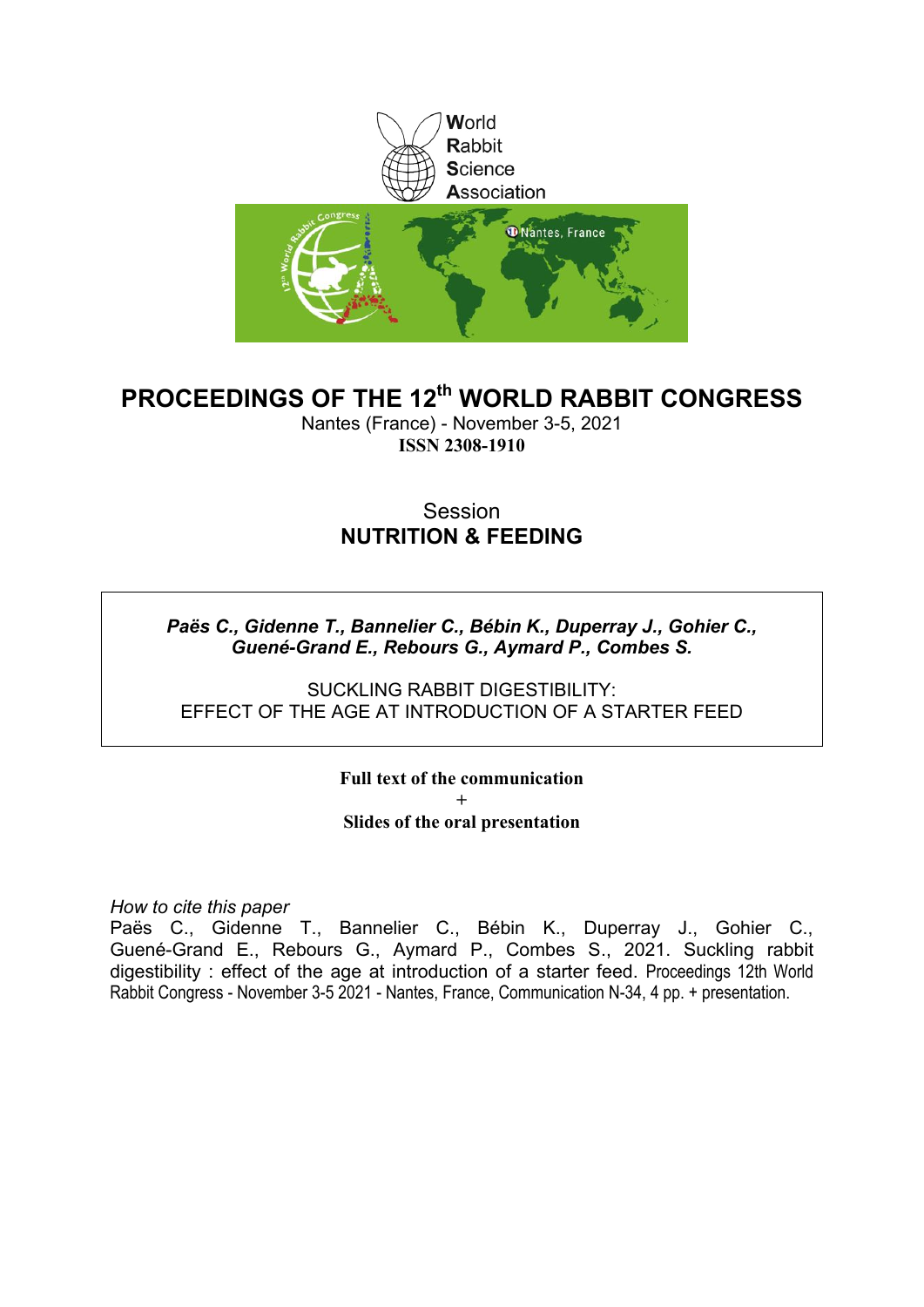World
Rabbit
Science
Association

# PROCEEDINGS OF THE 12th WORLD RABBIT CONGRESS

Nantes (France) - November 3-5, 2021
**ISSN 2308-1910**

## Session
## NUTRITION & FEEDING

***Paës C., Gidenne T., Bannelier C., Bébin K., Duperray J., Gohier C., Guené-Grand E., Rebours G., Aymard P., Combes S.***

SUCKLING RABBIT DIGESTIBILITY:
EFFECT OF THE AGE AT INTRODUCTION OF A STARTER FEED

**Full text of the communication**
+
**Slides of the oral presentation**

*How to cite this paper*
Paës C., Gidenne T., Bannelier C., Bébin K., Duperray J., Gohier C., Guené-Grand E., Rebours G., Aymard P., Combes S., 2021. Suckling rabbit digestibility : effect of the age at introduction of a starter feed. Proceedings 12th World Rabbit Congress - November 3-5 2021 - Nantes, France, Communication N-34, 4 pp. + presentation.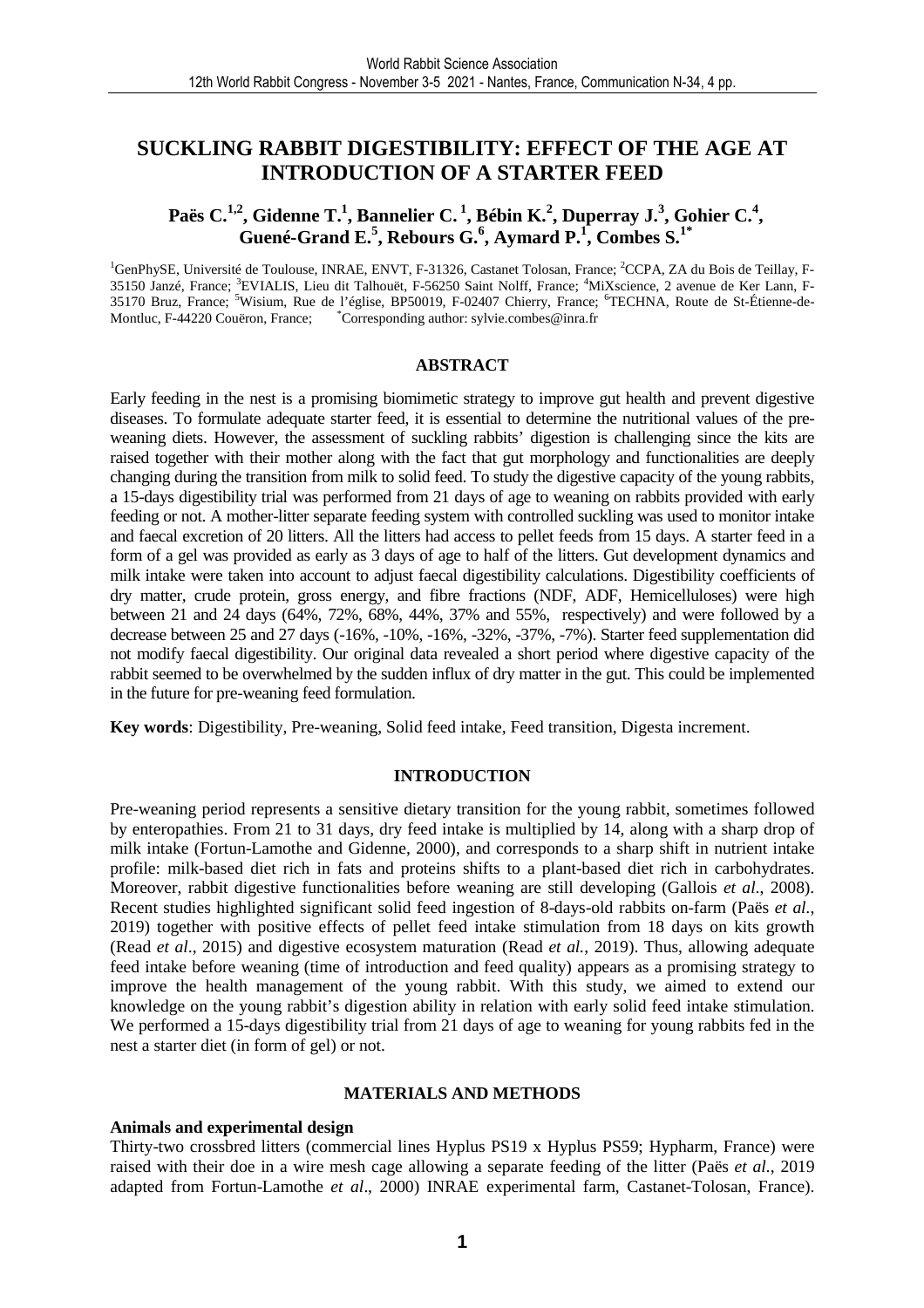# SUCKLING RABBIT DIGESTIBILITY: EFFECT OF THE AGE AT INTRODUCTION OF A STARTER FEED

**Paës C.[1,2], Gidenne T.[1], Bannelier C.[1], Bébin K.[2], Duperray J.[3], Gohier C.[4], Guené-Grand E.[5], Rebours G.[6], Aymard P.[1], Combes S.[1*]**

[1]GenPhySE, Université de Toulouse, INRAE, ENVT, F-31326, Castanet Tolosan, France; [2]CCPA, ZA du Bois de Teillay, F-35150 Janzé, France; [3]EVIALIS, Lieu dit Talhouët, F-56250 Saint Nolff, France; [4]MiXscience, 2 avenue de Ker Lann, F-35170 Bruz, France; [5]Wisium, Rue de l'église, BP50019, F-02407 Chierry, France; [6]TECHNA, Route de St-Étienne-de-Montluc, F-44220 Couëron, France; [*]Corresponding author: sylvie.combes@inra.fr

## ABSTRACT

Early feeding in the nest is a promising biomimetic strategy to improve gut health and prevent digestive diseases. To formulate adequate starter feed, it is essential to determine the nutritional values of the pre-weaning diets. However, the assessment of suckling rabbits' digestion is challenging since the kits are raised together with their mother along with the fact that gut morphology and functionalities are deeply changing during the transition from milk to solid feed. To study the digestive capacity of the young rabbits, a 15-days digestibility trial was performed from 21 days of age to weaning on rabbits provided with early feeding or not. A mother-litter separate feeding system with controlled suckling was used to monitor intake and faecal excretion of 20 litters. All the litters had access to pellet feeds from 15 days. A starter feed in a form of a gel was provided as early as 3 days of age to half of the litters. Gut development dynamics and milk intake were taken into account to adjust faecal digestibility calculations. Digestibility coefficients of dry matter, crude protein, gross energy, and fibre fractions (NDF, ADF, Hemicelluloses) were high between 21 and 24 days (64%, 72%, 68%, 44%, 37% and 55%, respectively) and were followed by a decrease between 25 and 27 days (-16%, -10%, -16%, -32%, -37%, -7%). Starter feed supplementation did not modify faecal digestibility. Our original data revealed a short period where digestive capacity of the rabbit seemed to be overwhelmed by the sudden influx of dry matter in the gut. This could be implemented in the future for pre-weaning feed formulation.

**Key words**: Digestibility, Pre-weaning, Solid feed intake, Feed transition, Digesta increment.

## INTRODUCTION

Pre-weaning period represents a sensitive dietary transition for the young rabbit, sometimes followed by enteropathies. From 21 to 31 days, dry feed intake is multiplied by 14, along with a sharp drop of milk intake (Fortun-Lamothe and Gidenne, 2000), and corresponds to a sharp shift in nutrient intake profile: milk-based diet rich in fats and proteins shifts to a plant-based diet rich in carbohydrates. Moreover, rabbit digestive functionalities before weaning are still developing (Gallois *et al*., 2008). Recent studies highlighted significant solid feed ingestion of 8-days-old rabbits on-farm (Paës *et al*., 2019) together with positive effects of pellet feed intake stimulation from 18 days on kits growth (Read *et al*., 2015) and digestive ecosystem maturation (Read *et al.*, 2019). Thus, allowing adequate feed intake before weaning (time of introduction and feed quality) appears as a promising strategy to improve the health management of the young rabbit. With this study, we aimed to extend our knowledge on the young rabbit's digestion ability in relation with early solid feed intake stimulation. We performed a 15-days digestibility trial from 21 days of age to weaning for young rabbits fed in the nest a starter diet (in form of gel) or not.

## MATERIALS AND METHODS

### Animals and experimental design

Thirty-two crossbred litters (commercial lines Hyplus PS19 x Hyplus PS59; Hypharm, France) were raised with their doe in a wire mesh cage allowing a separate feeding of the litter (Paës *et al*., 2019 adapted from Fortun-Lamothe *et al*., 2000) INRAE experimental farm, Castanet-Tolosan, France).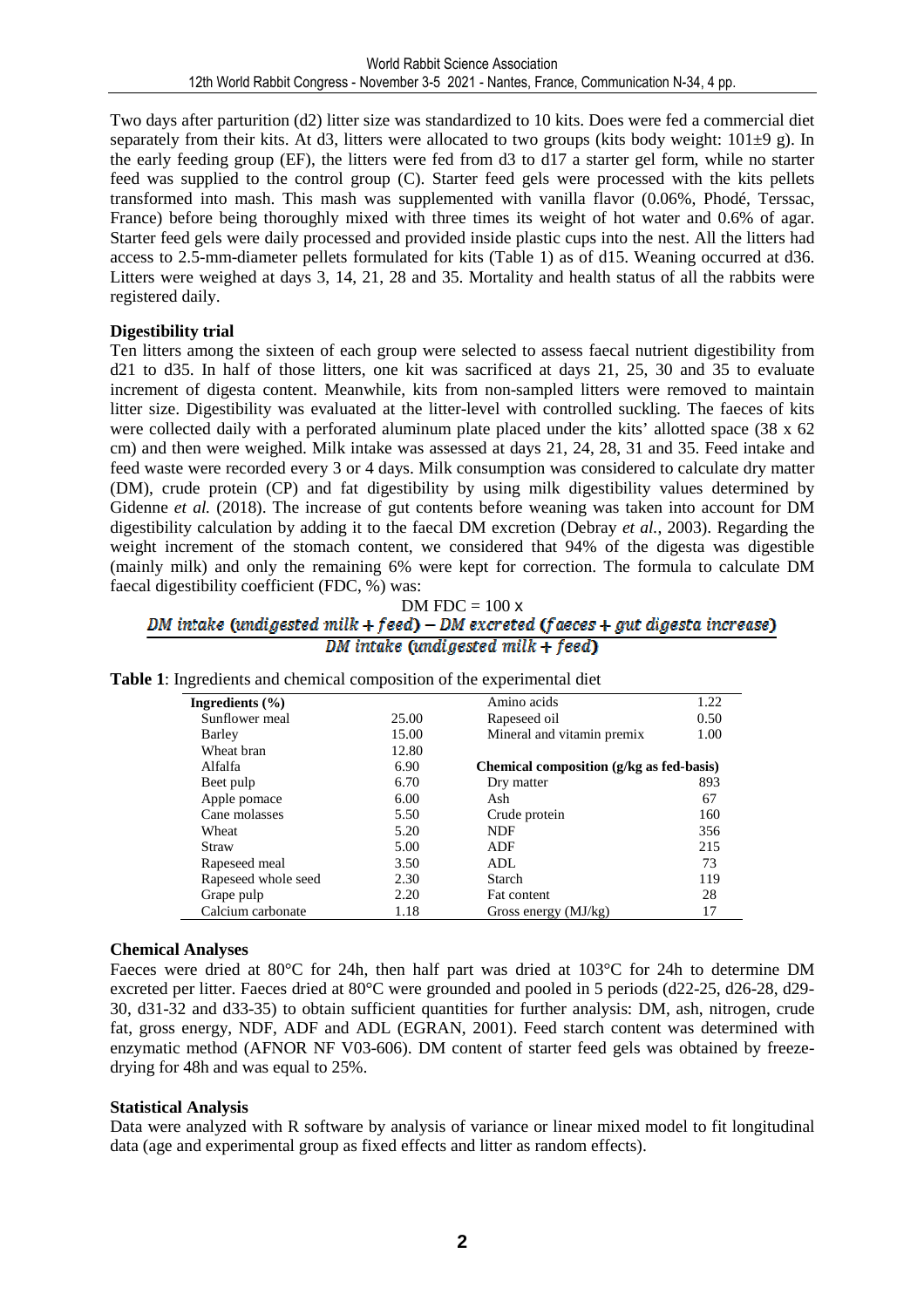Two days after parturition (d2) litter size was standardized to 10 kits. Does were fed a commercial diet separately from their kits. At d3, litters were allocated to two groups (kits body weight: 101±9 g). In the early feeding group (EF), the litters were fed from d3 to d17 a starter gel form, while no starter feed was supplied to the control group (C). Starter feed gels were processed with the kits pellets transformed into mash. This mash was supplemented with vanilla flavor (0.06%, Phodé, Terssac, France) before being thoroughly mixed with three times its weight of hot water and 0.6% of agar. Starter feed gels were daily processed and provided inside plastic cups into the nest. All the litters had access to 2.5-mm-diameter pellets formulated for kits (Table 1) as of d15. Weaning occurred at d36. Litters were weighed at days 3, 14, 21, 28 and 35. Mortality and health status of all the rabbits were registered daily.

**Digestibility trial**

Ten litters among the sixteen of each group were selected to assess faecal nutrient digestibility from d21 to d35. In half of those litters, one kit was sacrificed at days 21, 25, 30 and 35 to evaluate increment of digesta content. Meanwhile, kits from non-sampled litters were removed to maintain litter size. Digestibility was evaluated at the litter-level with controlled suckling. The faeces of kits were collected daily with a perforated aluminum plate placed under the kits' allotted space (38 x 62 cm) and then were weighed. Milk intake was assessed at days 21, 24, 28, 31 and 35. Feed intake and feed waste were recorded every 3 or 4 days. Milk consumption was considered to calculate dry matter (DM), crude protein (CP) and fat digestibility by using milk digestibility values determined by Gidenne *et al.* (2018). The increase of gut contents before weaning was taken into account for DM digestibility calculation by adding it to the faecal DM excretion (Debray *et al.*, 2003). Regarding the weight increment of the stomach content, we considered that 94% of the digesta was digestible (mainly milk) and only the remaining 6% were kept for correction. The formula to calculate DM faecal digestibility coefficient (FDC, %) was:

$$\text{DM FDC} = 100 \times \frac{\text{DM intake (undigested milk + feed)} - \text{DM excreted (faeces + gut digesta increase)}}{\text{DM intake (undigested milk + feed)}}$$

**Table 1**: Ingredients and chemical composition of the experimental diet

| Ingredients (%) | | | |
|---|---|---|---|
| Sunflower meal | 25.00 | Amino acids | 1.22 |
| Barley | 15.00 | Rapeseed oil | 0.50 |
| Wheat bran | 12.80 | Mineral and vitamin premix | 1.00 |
| Alfalfa | 6.90 | **Chemical composition (g/kg as fed-basis)** | |
| Beet pulp | 6.70 | Dry matter | 893 |
| Apple pomace | 6.00 | Ash | 67 |
| Cane molasses | 5.50 | Crude protein | 160 |
| Wheat | 5.20 | NDF | 356 |
| Straw | 5.00 | ADF | 215 |
| Rapeseed meal | 3.50 | ADL | 73 |
| Rapeseed whole seed | 2.30 | Starch | 119 |
| Grape pulp | 2.20 | Fat content | 28 |
| Calcium carbonate | 1.18 | Gross energy (MJ/kg) | 17 |

**Chemical Analyses**

Faeces were dried at 80°C for 24h, then half part was dried at 103°C for 24h to determine DM excreted per litter. Faeces dried at 80°C were grounded and pooled in 5 periods (d22-25, d26-28, d29-30, d31-32 and d33-35) to obtain sufficient quantities for further analysis: DM, ash, nitrogen, crude fat, gross energy, NDF, ADF and ADL (EGRAN, 2001). Feed starch content was determined with enzymatic method (AFNOR NF V03-606). DM content of starter feed gels was obtained by freeze-drying for 48h and was equal to 25%.

**Statistical Analysis**

Data were analyzed with R software by analysis of variance or linear mixed model to fit longitudinal data (age and experimental group as fixed effects and litter as random effects).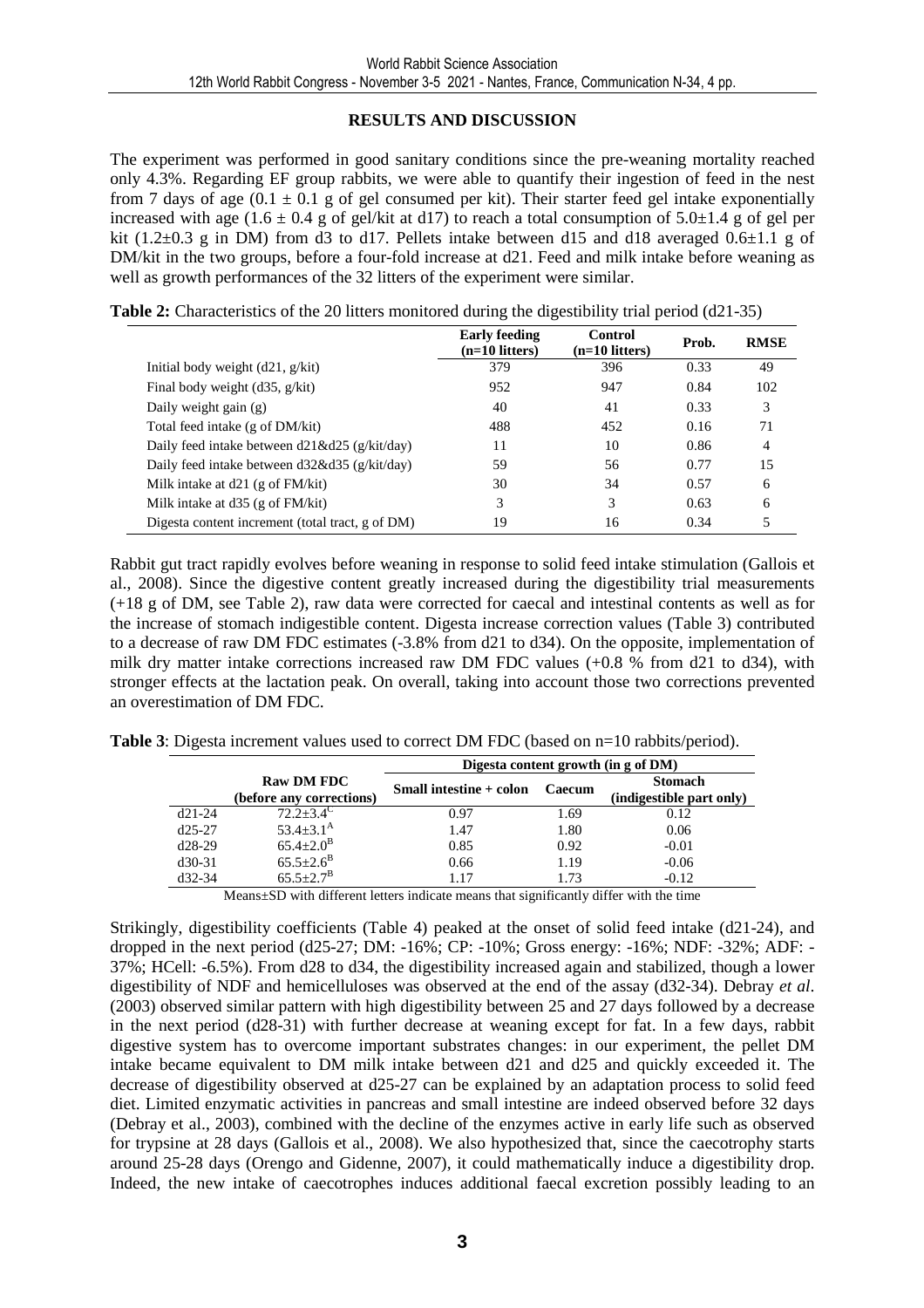## RESULTS AND DISCUSSION

The experiment was performed in good sanitary conditions since the pre-weaning mortality reached only 4.3%. Regarding EF group rabbits, we were able to quantify their ingestion of feed in the nest from 7 days of age ($0.1 \pm 0.1$ g of gel consumed per kit). Their starter feed gel intake exponentially increased with age ($1.6 \pm 0.4$ g of gel/kit at d17) to reach a total consumption of $5.0 \pm 1.4$ g of gel per kit ($1.2 \pm 0.3$ g in DM) from d3 to d17. Pellets intake between d15 and d18 averaged $0.6 \pm 1.1$ g of DM/kit in the two groups, before a four-fold increase at d21. Feed and milk intake before weaning as well as growth performances of the 32 litters of the experiment were similar.

**Table 2:** Characteristics of the 20 litters monitored during the digestibility trial period (d21-35)

| | Early feeding (n=10 litters) | Control (n=10 litters) | Prob. | RMSE |
|---|---|---|---|---|
| Initial body weight (d21, g/kit) | 379 | 396 | 0.33 | 49 |
| Final body weight (d35, g/kit) | 952 | 947 | 0.84 | 102 |
| Daily weight gain (g) | 40 | 41 | 0.33 | 3 |
| Total feed intake (g of DM/kit) | 488 | 452 | 0.16 | 71 |
| Daily feed intake between d21&d25 (g/kit/day) | 11 | 10 | 0.86 | 4 |
| Daily feed intake between d32&d35 (g/kit/day) | 59 | 56 | 0.77 | 15 |
| Milk intake at d21 (g of FM/kit) | 30 | 34 | 0.57 | 6 |
| Milk intake at d35 (g of FM/kit) | 3 | 3 | 0.63 | 6 |
| Digesta content increment (total tract, g of DM) | 19 | 16 | 0.34 | 5 |

Rabbit gut tract rapidly evolves before weaning in response to solid feed intake stimulation (Gallois et al., 2008). Since the digestive content greatly increased during the digestibility trial measurements (+18 g of DM, see Table 2), raw data were corrected for caecal and intestinal contents as well as for the increase of stomach indigestible content. Digesta increase correction values (Table 3) contributed to a decrease of raw DM FDC estimates (-3.8% from d21 to d34). On the opposite, implementation of milk dry matter intake corrections increased raw DM FDC values (+0.8 % from d21 to d34), with stronger effects at the lactation peak. On overall, taking into account those two corrections prevented an overestimation of DM FDC.

**Table 3**: Digesta increment values used to correct DM FDC (based on n=10 rabbits/period).

| | Raw DM FDC (before any corrections) | Digesta content growth (in g of DM) | | |
|---|---|---|---|---|
| | | Small intestine + colon | Caecum | Stomach (indigestible part only) |
| d21-24 | $72.2 \pm 3.4^{C}$ | 0.97 | 1.69 | 0.12 |
| d25-27 | $53.4 \pm 3.1^{A}$ | 1.47 | 1.80 | 0.06 |
| d28-29 | $65.4 \pm 2.0^{B}$ | 0.85 | 0.92 | -0.01 |
| d30-31 | $65.5 \pm 2.6^{B}$ | 0.66 | 1.19 | -0.06 |
| d32-34 | $65.5 \pm 2.7^{B}$ | 1.17 | 1.73 | -0.12 |

Means±SD with different letters indicate means that significantly differ with the time

Strikingly, digestibility coefficients (Table 4) peaked at the onset of solid feed intake (d21-24), and dropped in the next period (d25-27; DM: -16%; CP: -10%; Gross energy: -16%; NDF: -32%; ADF: -37%; HCell: -6.5%). From d28 to d34, the digestibility increased again and stabilized, though a lower digestibility of NDF and hemicelluloses was observed at the end of the assay (d32-34). Debray *et al*. (2003) observed similar pattern with high digestibility between 25 and 27 days followed by a decrease in the next period (d28-31) with further decrease at weaning except for fat. In a few days, rabbit digestive system has to overcome important substrates changes: in our experiment, the pellet DM intake became equivalent to DM milk intake between d21 and d25 and quickly exceeded it. The decrease of digestibility observed at d25-27 can be explained by an adaptation process to solid feed diet. Limited enzymatic activities in pancreas and small intestine are indeed observed before 32 days (Debray et al., 2003), combined with the decline of the enzymes active in early life such as observed for trypsine at 28 days (Gallois et al., 2008). We also hypothesized that, since the caecotrophy starts around 25-28 days (Orengo and Gidenne, 2007), it could mathematically induce a digestibility drop. Indeed, the new intake of caecotrophes induces additional faecal excretion possibly leading to an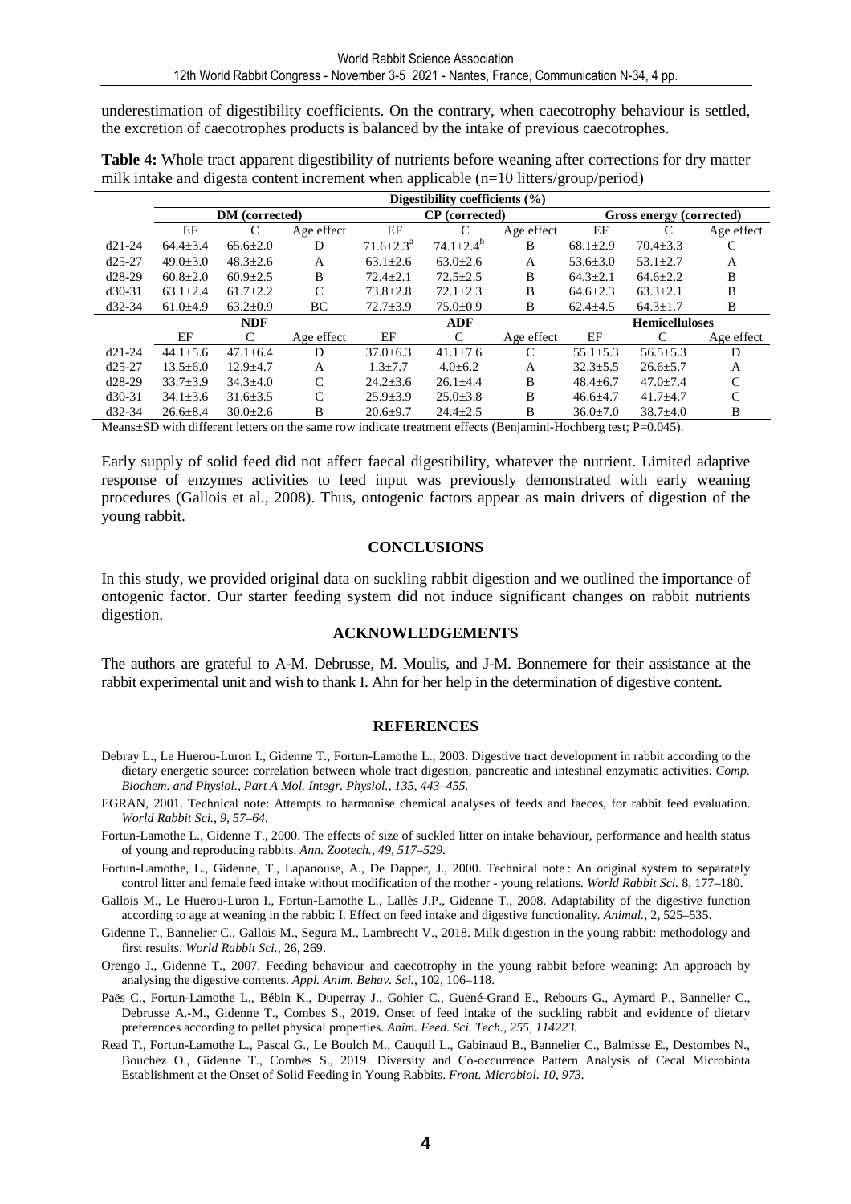underestimation of digestibility coefficients. On the contrary, when caecotrophy behaviour is settled, the excretion of caecotrophes products is balanced by the intake of previous caecotrophes.

**Table 4:** Whole tract apparent digestibility of nutrients before weaning after corrections for dry matter milk intake and digesta content increment when applicable (n=10 litters/group/period)

| | Digestibility coefficients (%) | | | | | | | | |
|---|---|---|---|---|---|---|---|---|---|
| | **DM (corrected)** | | | **CP (corrected)** | | | **Gross energy (corrected)** | | |
| | EF | C | Age effect | EF | C | Age effect | EF | C | Age effect |
| d21-24 | 64.4±3.4 | 65.6±2.0 | D | 71.6±2.3[a] | 74.1±2.4[b] | B | 68.1±2.9 | 70.4±3.3 | C |
| d25-27 | 49.0±3.0 | 48.3±2.6 | A | 63.1±2.6 | 63.0±2.6 | A | 53.6±3.0 | 53.1±2.7 | A |
| d28-29 | 60.8±2.0 | 60.9±2.5 | B | 72.4±2.1 | 72.5±2.5 | B | 64.3±2.1 | 64.6±2.2 | B |
| d30-31 | 63.1±2.4 | 61.7±2.2 | C | 73.8±2.8 | 72.1±2.3 | B | 64.6±2.3 | 63.3±2.1 | B |
| d32-34 | 61.0±4.9 | 63.2±0.9 | BC | 72.7±3.9 | 75.0±0.9 | B | 62.4±4.5 | 64.3±1.7 | B |
| | **NDF** | | | **ADF** | | | **Hemicelluloses** | | |
| | EF | C | Age effect | EF | C | Age effect | EF | C | Age effect |
| d21-24 | 44.1±5.6 | 47.1±6.4 | D | 37.0±6.3 | 41.1±7.6 | C | 55.1±5.3 | 56.5±5.3 | D |
| d25-27 | 13.5±6.0 | 12.9±4.7 | A | 1.3±7.7 | 4.0±6.2 | A | 32.3±5.5 | 26.6±5.7 | A |
| d28-29 | 33.7±3.9 | 34.3±4.0 | C | 24.2±3.6 | 26.1±4.4 | B | 48.4±6.7 | 47.0±7.4 | C |
| d30-31 | 34.1±3.6 | 31.6±3.5 | C | 25.9±3.9 | 25.0±3.8 | B | 46.6±4.7 | 41.7±4.7 | C |
| d32-34 | 26.6±8.4 | 30.0±2.6 | B | 20.6±9.7 | 24.4±2.5 | B | 36.0±7.0 | 38.7±4.0 | B |

Means±SD with different letters on the same row indicate treatment effects (Benjamini-Hochberg test; P=0.045).

Early supply of solid feed did not affect faecal digestibility, whatever the nutrient. Limited adaptive response of enzymes activities to feed input was previously demonstrated with early weaning procedures (Gallois et al., 2008). Thus, ontogenic factors appear as main drivers of digestion of the young rabbit.

## CONCLUSIONS

In this study, we provided original data on suckling rabbit digestion and we outlined the importance of ontogenic factor. Our starter feeding system did not induce significant changes on rabbit nutrients digestion.

## ACKNOWLEDGEMENTS

The authors are grateful to A-M. Debrusse, M. Moulis, and J-M. Bonnemere for their assistance at the rabbit experimental unit and wish to thank I. Ahn for her help in the determination of digestive content.

## REFERENCES

Debray L., Le Huerou-Luron I., Gidenne T., Fortun-Lamothe L., 2003. Digestive tract development in rabbit according to the dietary energetic source: correlation between whole tract digestion, pancreatic and intestinal enzymatic activities. *Comp. Biochem. and Physiol., Part A Mol. Integr. Physiol., 135, 443–455.*

EGRAN, 2001. Technical note: Attempts to harmonise chemical analyses of feeds and faeces, for rabbit feed evaluation. *World Rabbit Sci., 9, 57–64.*

Fortun-Lamothe L., Gidenne T., 2000. The effects of size of suckled litter on intake behaviour, performance and health status of young and reproducing rabbits. *Ann. Zootech., 49, 517–529.*

Fortun-Lamothe, L., Gidenne, T., Lapanouse, A., De Dapper, J., 2000. Technical note : An original system to separately control litter and female feed intake without modification of the mother - young relations. *World Rabbit Sci.* 8, 177–180.

Gallois M., Le Huërou-Luron I., Fortun-Lamothe L., Lallès J.P., Gidenne T., 2008. Adaptability of the digestive function according to age at weaning in the rabbit: I. Effect on feed intake and digestive functionality. *Animal.*, 2, 525–535.

Gidenne T., Bannelier C., Gallois M., Segura M., Lambrecht V., 2018. Milk digestion in the young rabbit: methodology and first results. *World Rabbit Sci.*, 26, 269.

Orengo J., Gidenne T., 2007. Feeding behaviour and caecotrophy in the young rabbit before weaning: An approach by analysing the digestive contents. *Appl. Anim. Behav. Sci.*, 102, 106–118.

Paës C., Fortun-Lamothe L., Bébin K., Duperray J., Gohier C., Guené-Grand E., Rebours G., Aymard P., Bannelier C., Debrusse A.-M., Gidenne T., Combes S., 2019. Onset of feed intake of the suckling rabbit and evidence of dietary preferences according to pellet physical properties. *Anim. Feed. Sci. Tech., 255, 114223.*

Read T., Fortun-Lamothe L., Pascal G., Le Boulch M., Cauquil L., Gabinaud B., Bannelier C., Balmisse E., Destombes N., Bouchez O., Gidenne T., Combes S., 2019. Diversity and Co-occurrence Pattern Analysis of Cecal Microbiota Establishment at the Onset of Solid Feeding in Young Rabbits. *Front. Microbiol. 10, 973.*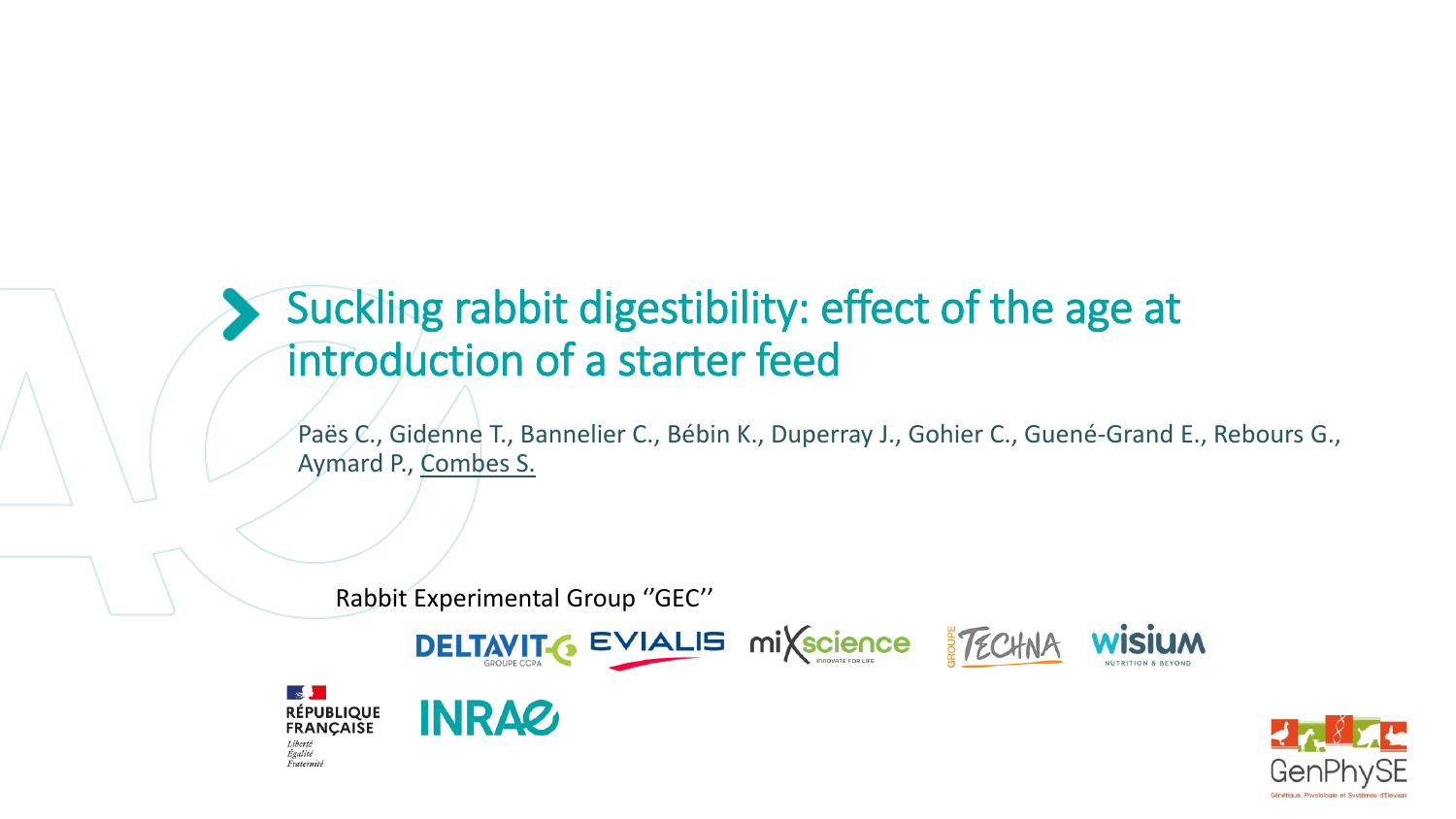# Suckling rabbit digestibility: effect of the age at introduction of a starter feed

Paës C., Gidenne T., Bannelier C., Bébin K., Duperray J., Gohier C., Guené-Grand E., Rebours G., Aymard P., Combes S.

Rabbit Experimental Group ''GEC''

DELTAVIT GROUPE CCPA, EVIALIS, miXscience, GROUPE TECHNA, wisium

RÉPUBLIQUE FRANÇAISE, INRAE

GenPhySE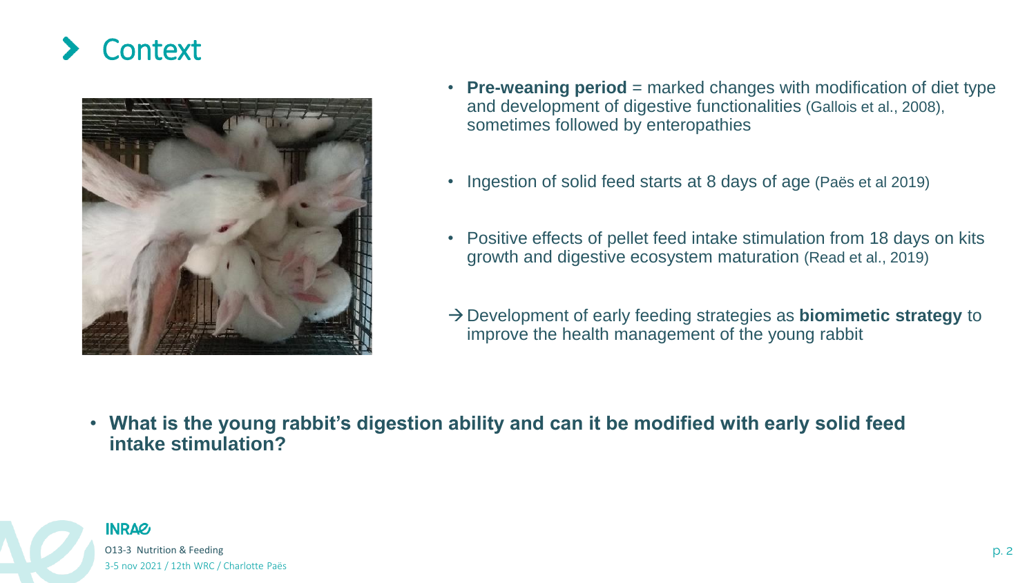# Context

- **Pre-weaning period** = marked changes with modification of diet type and development of digestive functionalities (Gallois et al., 2008), sometimes followed by enteropathies
- Ingestion of solid feed starts at 8 days of age (Paës et al 2019)
- Positive effects of pellet feed intake stimulation from 18 days on kits growth and digestive ecosystem maturation (Read et al., 2019)

→ Development of early feeding strategies as **biomimetic strategy** to improve the health management of the young rabbit

- **What is the young rabbit's digestion ability and can it be modified with early solid feed intake stimulation?**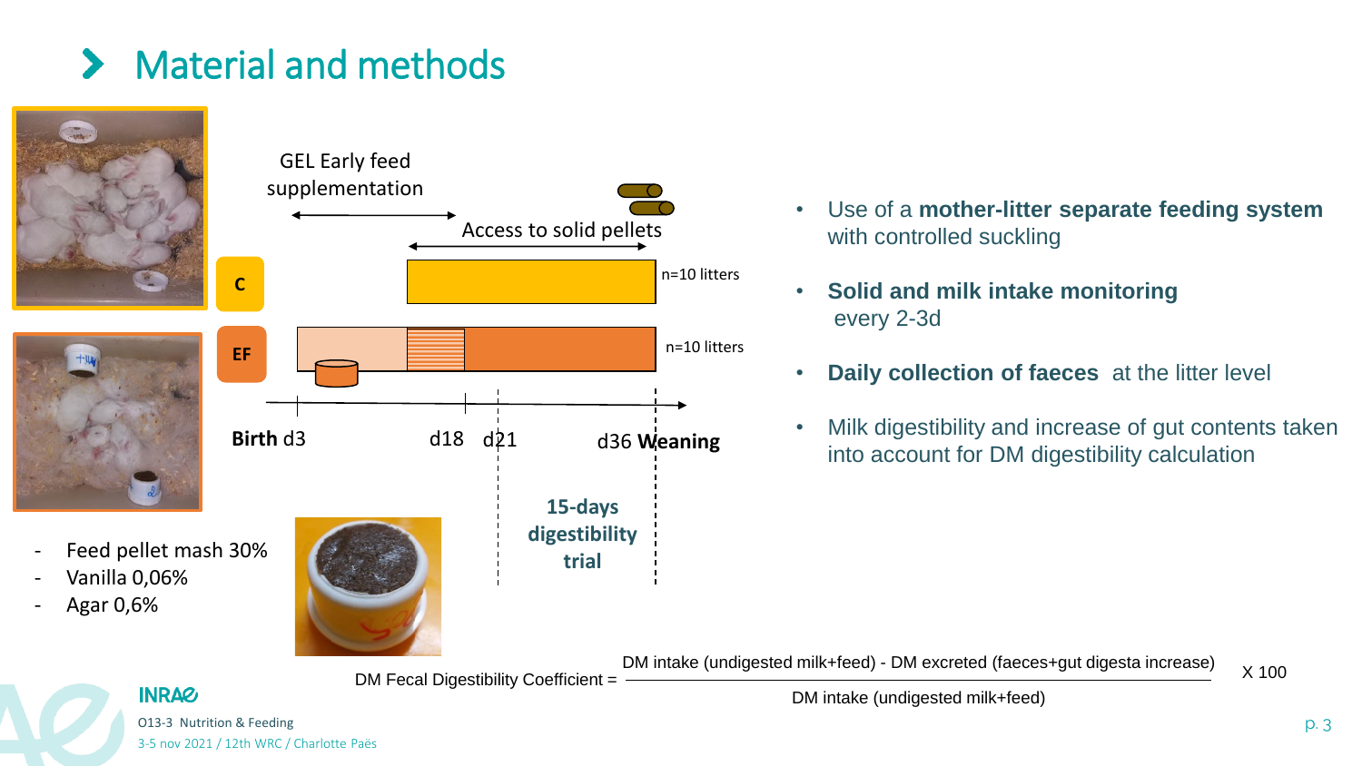# Material and methods

GEL Early feed supplementation

Access to solid pellets

C — n=10 litters

EF — n=10 litters

Birth d3 — d18 — d21 — d36 Weaning

15-days digestibility trial

- Feed pellet mash 30%
- Vanilla 0,06%
- Agar 0,6%

- Use of a **mother-litter separate feeding system** with controlled suckling
- **Solid and milk intake monitoring** every 2-3d
- **Daily collection of faeces** at the litter level
- Milk digestibility and increase of gut contents taken into account for DM digestibility calculation

$$\text{DM Fecal Digestibility Coefficient} = \frac{\text{DM intake (undigested milk+feed)} - \text{DM excreted (faeces+gut digesta increase)}}{\text{DM intake (undigested milk+feed)}} \times 100$$

O13-3 Nutrition & Feeding

3-5 nov 2021 / 12th WRC / Charlotte Paës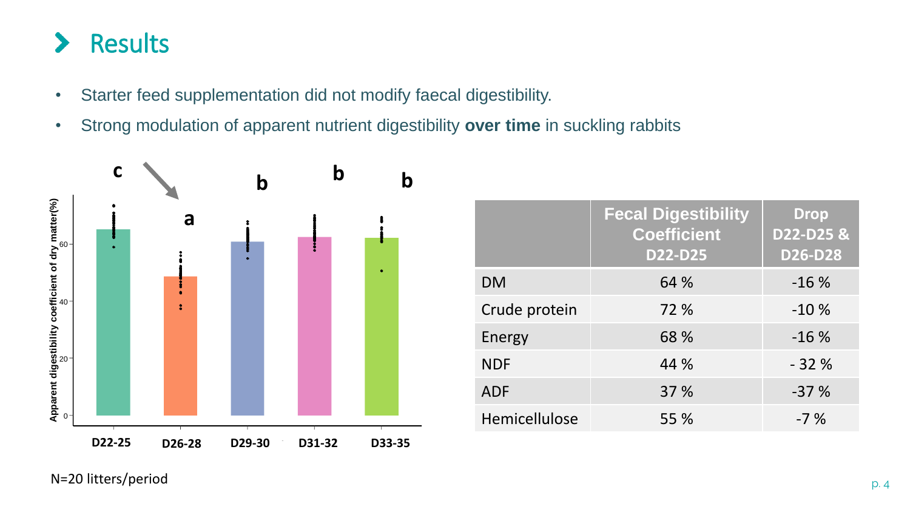# Results

- Starter feed supplementation did not modify faecal digestibility.
- Strong modulation of apparent nutrient digestibility **over time** in suckling rabbits

| | Fecal Digestibility Coefficient D22-D25 | Drop D22-D25 & D26-D28 |
|---|---|---|
| DM | 64 % | -16 % |
| Crude protein | 72 % | -10 % |
| Energy | 68 % | -16 % |
| NDF | 44 % | - 32 % |
| ADF | 37 % | -37 % |
| Hemicellulose | 55 % | -7 % |

N=20 litters/period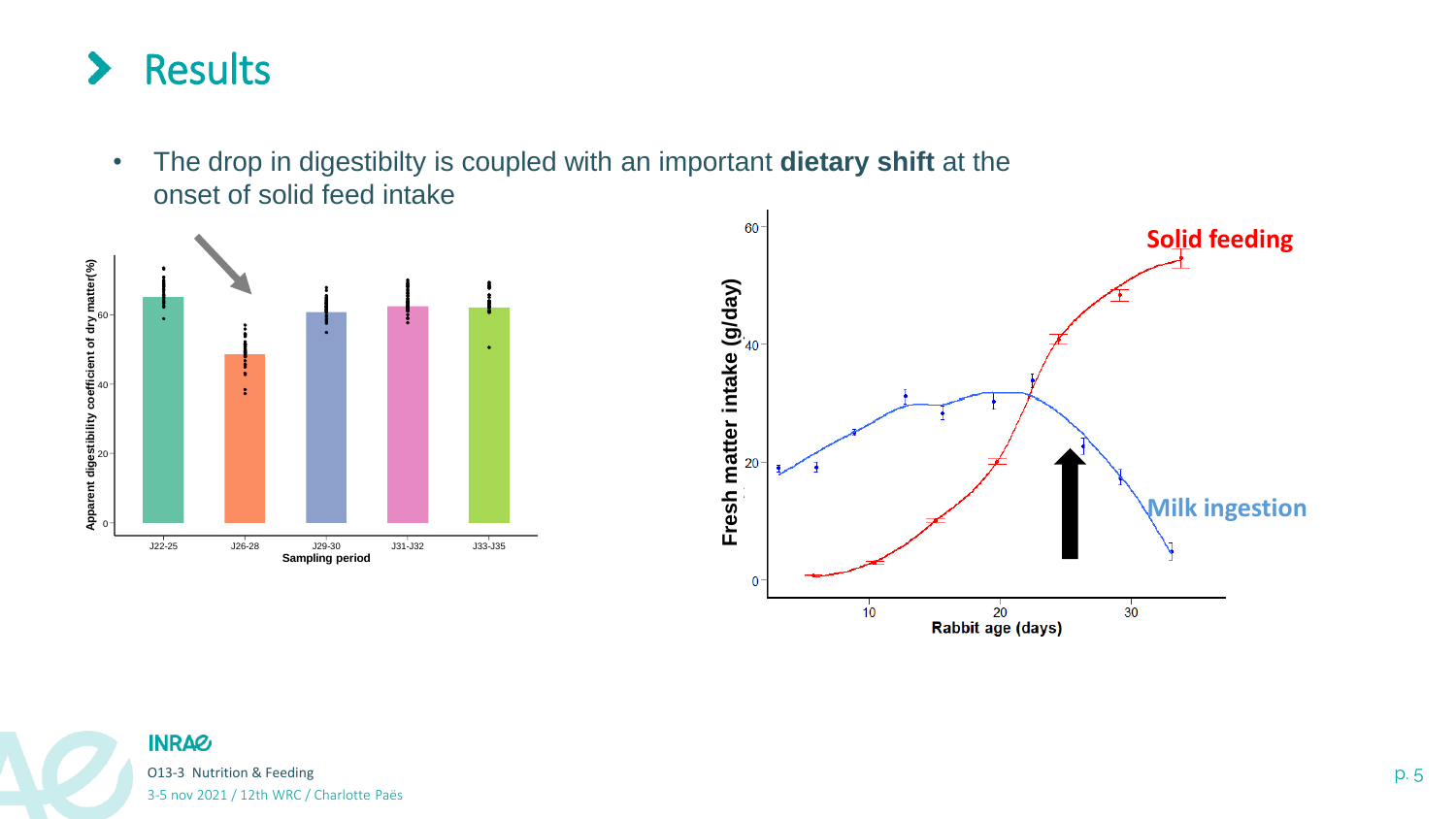# Results

- The drop in digestibilty is coupled with an important **dietary shift** at the onset of solid feed intake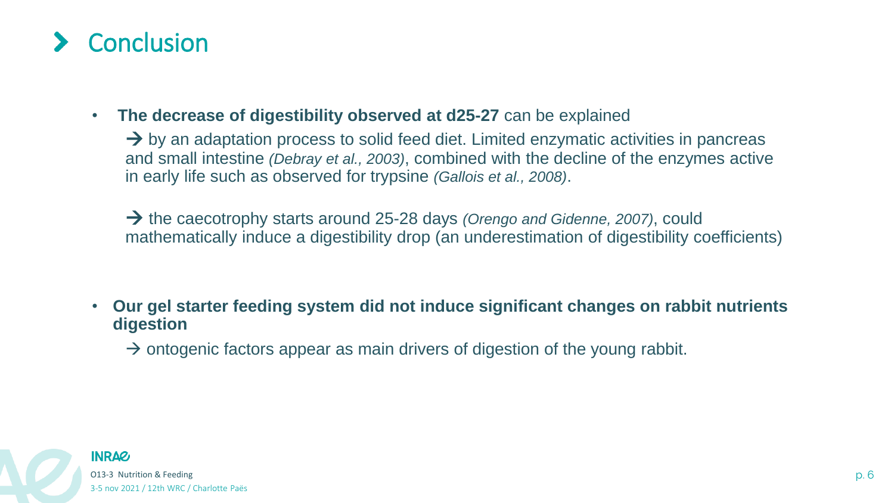# Conclusion

- **The decrease of digestibility observed at d25-27** can be explained

  → by an adaptation process to solid feed diet. Limited enzymatic activities in pancreas and small intestine *(Debray et al., 2003)*, combined with the decline of the enzymes active in early life such as observed for trypsine *(Gallois et al., 2008)*.

  → the caecotrophy starts around 25-28 days *(Orengo and Gidenne, 2007)*, could mathematically induce a digestibility drop (an underestimation of digestibility coefficients)

- **Our gel starter feeding system did not induce significant changes on rabbit nutrients digestion**

  → ontogenic factors appear as main drivers of digestion of the young rabbit.